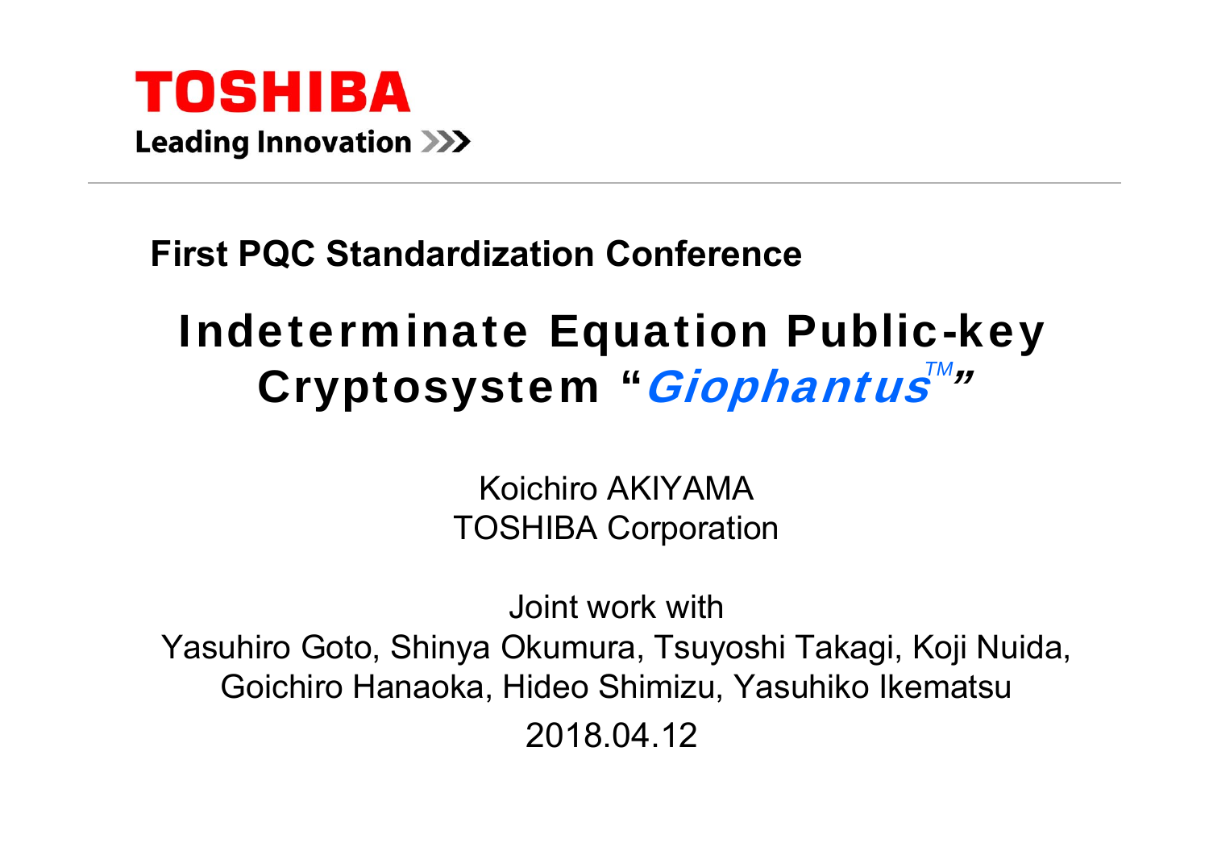**TOSHIBA**

**Leading Innovation >>>**

**First PQC Standardization Conference**

# Indeterminate Equation Public-key Cryptosystem "*Giophantus*™"

Koichiro AKIYAMA
TOSHIBA Corporation

Joint work with
Yasuhiro Goto, Shinya Okumura, Tsuyoshi Takagi, Koji Nuida, Goichiro Hanaoka, Hideo Shimizu, Yasuhiko Ikematsu

2018.04.12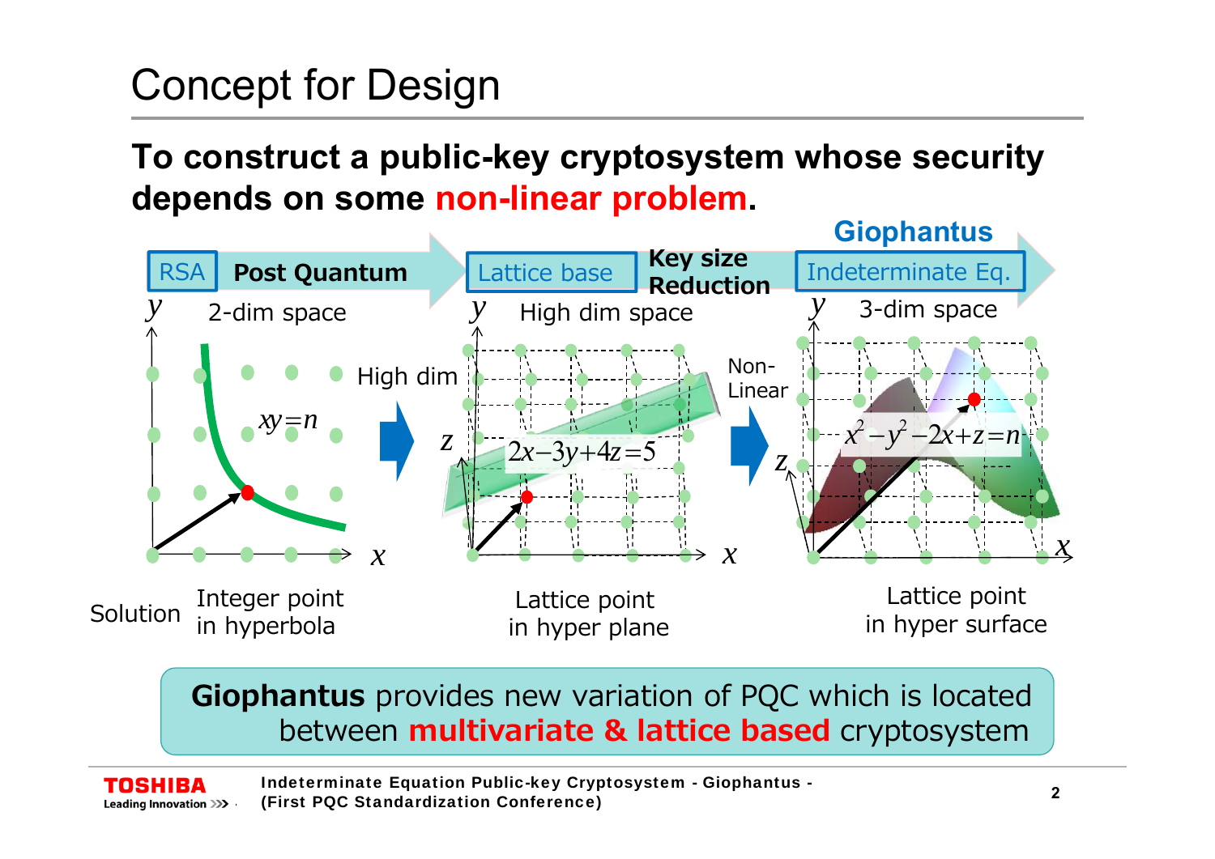# Concept for Design

**To construct a public-key cryptosystem whose security depends on some non-linear problem.**

RSA → Post Quantum → Lattice base → Key size Reduction → **Giophantus** Indeterminate Eq.

| | RSA | Lattice base | Giophantus (Indeterminate Eq.) |
|---|---|---|---|
| Space | 2-dim space | High dim space | 3-dim space |
| Equation | $xy=n$ | $2x-3y+4z=5$ | $x^2-y^2-2x+z=n$ |
| Solution | Integer point in hyperbola | Lattice point in hyper plane | Lattice point in hyper surface |

High dim → Non-Linear

**Giophantus** provides new variation of PQC which is located between **multivariate & lattice based** cryptosystem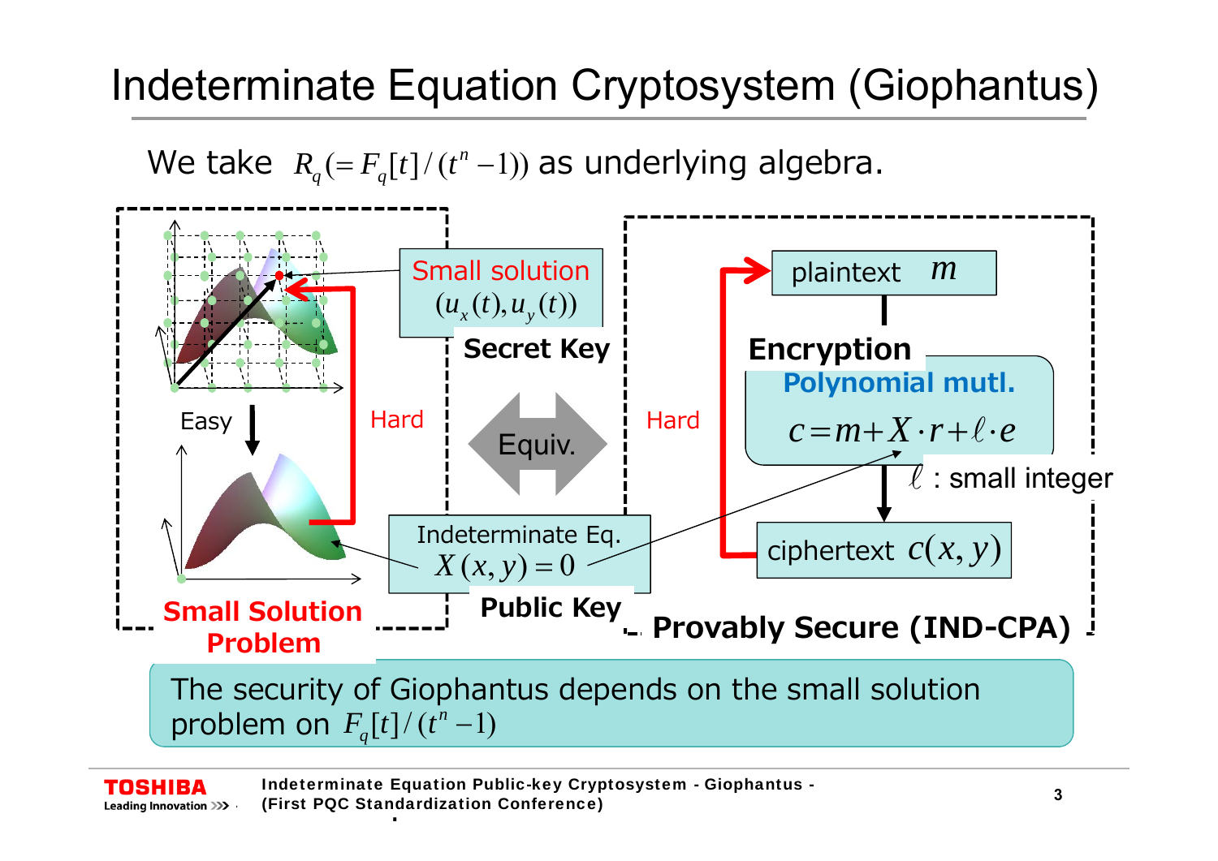# Indeterminate Equation Cryptosystem (Giophantus)

We take $R_q(=F_q[t]/(t^n-1))$ as underlying algebra.

Small solution $(u_x(t), u_y(t))$

**Secret Key**

Easy

Hard

**Small Solution Problem**

Equiv.

Indeterminate Eq. $X(x,y)=0$

**Public Key**

Hard

plaintext $m$

**Encryption**

**Polynomial mutl.**

$$c = m + X \cdot r + \ell \cdot e$$

$\ell$ : small integer

ciphertext $c(x,y)$

**Provably Secure (IND-CPA)**

The security of Giophantus depends on the small solution problem on $F_q[t]/(t^n-1)$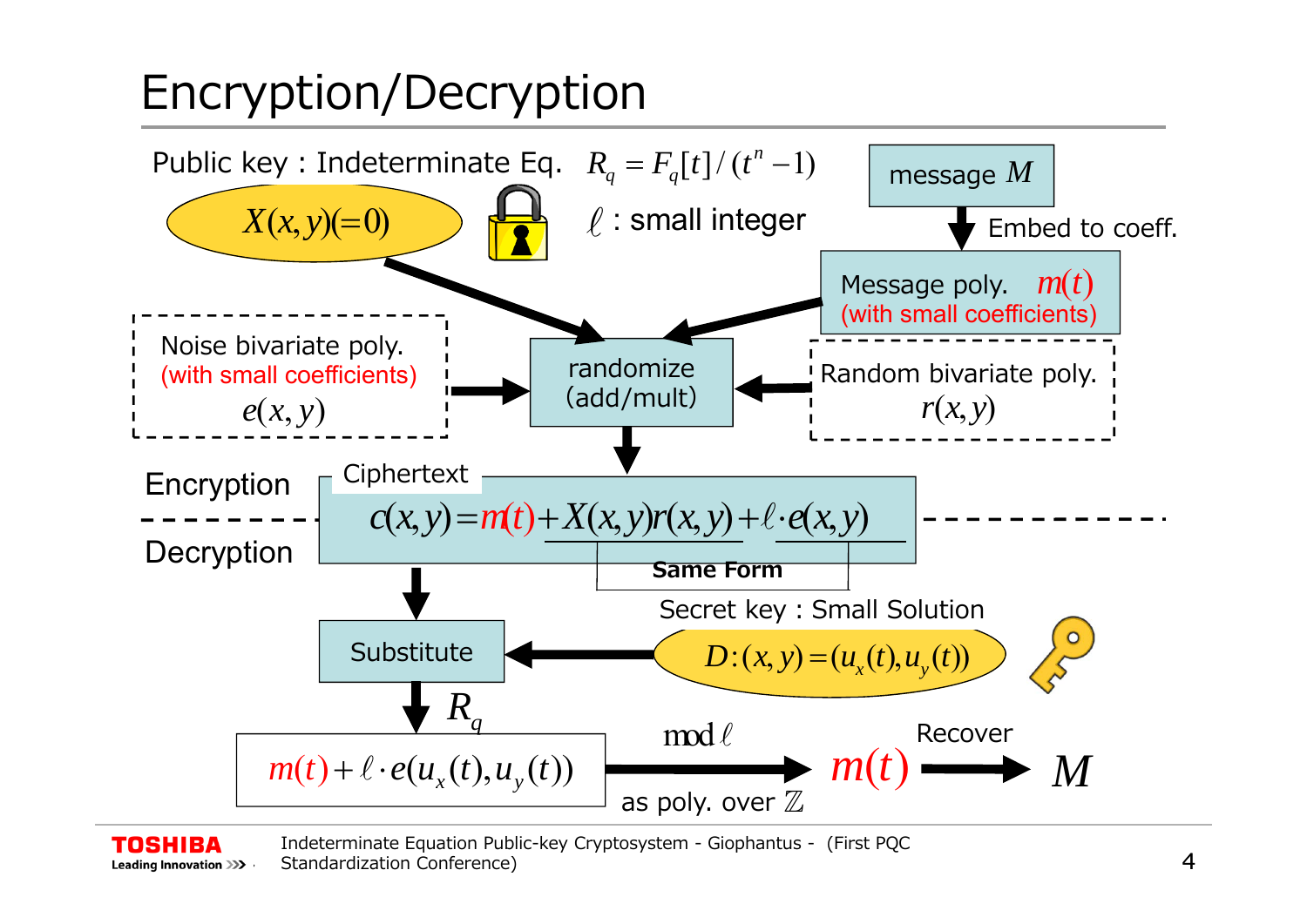# Encryption/Decryption

Public key : Indeterminate Eq. $R_q = F_q[t]/(t^n - 1)$

$X(x,y)(=0)$

$\ell$ : small integer

message $M$

Embed to coeff.

Message poly. $m(t)$ (with small coefficients)

Noise bivariate poly. (with small coefficients) $e(x,y)$

randomize (add/mult)

Random bivariate poly. $r(x,y)$

Encryption

Ciphertext

$$c(x,y) = m(t) + X(x,y)r(x,y) + \ell \cdot e(x,y)$$

Same Form

Decryption

Secret key : Small Solution

$D:(x,y) = (u_x(t), u_y(t))$

Substitute

$R_q$

$m(t) + \ell \cdot e(u_x(t), u_y(t))$

$\bmod \ell$ as poly. over $\mathbb{Z}$

$m(t)$

Recover

$M$

Indeterminate Equation Public-key Cryptosystem - Giophantus - (First PQC Standardization Conference)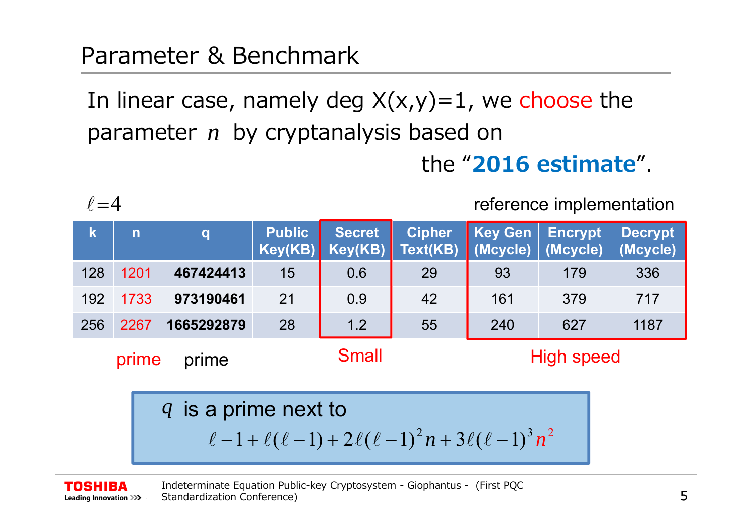# Parameter & Benchmark

In linear case, namely deg X(x,y)=1, we choose the parameter $n$ by cryptanalysis based on the "**2016 estimate**".

$\ell=4$

reference implementation

| k | n | q | Public Key(KB) | Secret Key(KB) | Cipher Text(KB) | Key Gen (Mcycle) | Encrypt (Mcycle) | Decrypt (Mcycle) |
|---|---|---|---|---|---|---|---|---|
| 128 | 1201 | **467424413** | 15 | 0.6 | 29 | 93 | 179 | 336 |
| 192 | 1733 | **973190461** | 21 | 0.9 | 42 | 161 | 379 | 717 |
| 256 | 2267 | **1665292879** | 28 | 1.2 | 55 | 240 | 627 | 1187 |
| | prime | prime | | Small | | High speed | | |

$q$ is a prime next to

$$\ell-1+\ell(\ell-1)+2\ell(\ell-1)^2 n+3\ell(\ell-1)^3 n^2$$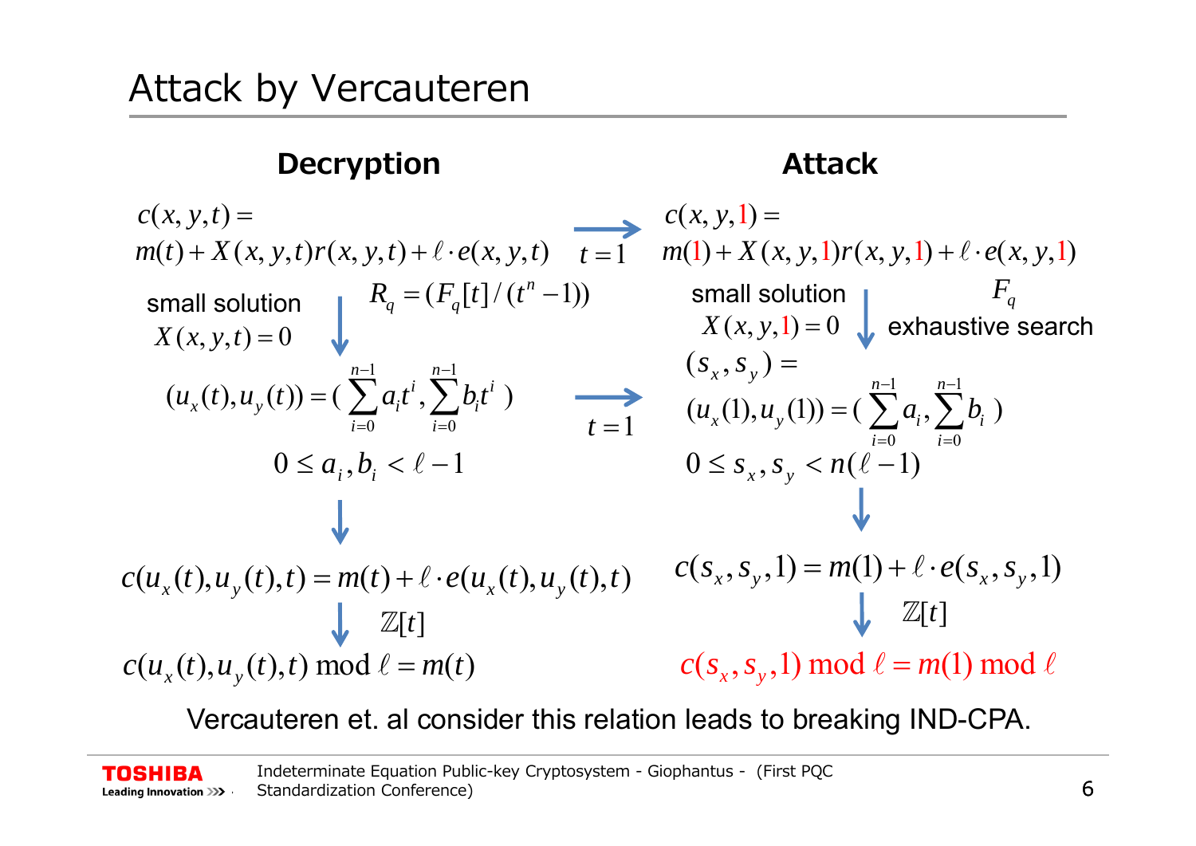# Attack by Vercauteren

## Decryption

$$c(x, y, t) = m(t) + X(x, y, t)r(x, y, t) + \ell \cdot e(x, y, t)$$

small solution $X(x, y, t) = 0$ &nbsp;&nbsp; $R_q = (F_q[t]/(t^n - 1))$

$$(u_x(t), u_y(t)) = \left(\sum_{i=0}^{n-1} a_i t^i, \sum_{i=0}^{n-1} b_i t^i\right)$$

$$0 \le a_i, b_i < \ell - 1$$

$$c(u_x(t), u_y(t), t) = m(t) + \ell \cdot e(u_x(t), u_y(t), t)$$

$\mathbb{Z}[t]$

$$c(u_x(t), u_y(t), t) \bmod \ell = m(t)$$

## Attack

$t = 1$

$$c(x, y, 1) = m(1) + X(x, y, 1)r(x, y, 1) + \ell \cdot e(x, y, 1)$$

small solution $X(x, y, 1) = 0$ &nbsp;&nbsp; $F_q$ exhaustive search

$t = 1$

$$(s_x, s_y) = (u_x(1), u_y(1)) = \left(\sum_{i=0}^{n-1} a_i, \sum_{i=0}^{n-1} b_i\right)$$

$$0 \le s_x, s_y < n(\ell - 1)$$

$$c(s_x, s_y, 1) = m(1) + \ell \cdot e(s_x, s_y, 1)$$

$\mathbb{Z}[t]$

$$c(s_x, s_y, 1) \bmod \ell = m(1) \bmod \ell$$

Vercauteren et. al consider this relation leads to breaking IND-CPA.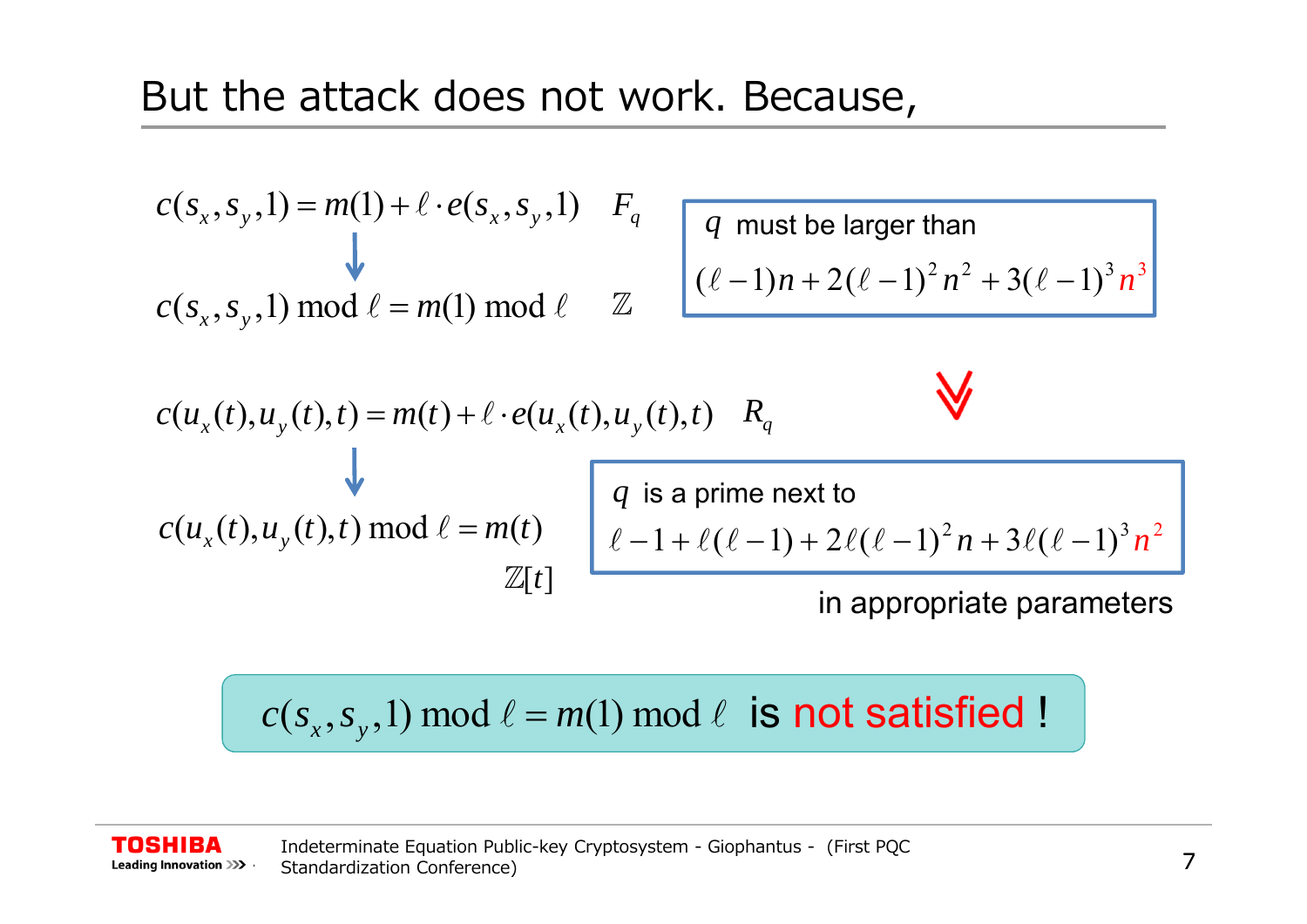# But the attack does not work. Because,

$$c(s_x, s_y, 1) = m(1) + \ell \cdot e(s_x, s_y, 1) \quad F_q$$

$$\downarrow$$

$$c(s_x, s_y, 1) \bmod \ell = m(1) \bmod \ell \quad \mathbb{Z}$$

$q$ must be larger than

$$(\ell - 1)n + 2(\ell - 1)^2 n^2 + 3(\ell - 1)^3 n^3$$

$$c(u_x(t), u_y(t), t) = m(t) + \ell \cdot e(u_x(t), u_y(t), t) \quad R_q$$

$$\downarrow$$

$$c(u_x(t), u_y(t), t) \bmod \ell = m(t) \quad \mathbb{Z}[t]$$

$q$ is a prime next to

$$\ell - 1 + \ell(\ell - 1) + 2\ell(\ell - 1)^2 n + 3\ell(\ell - 1)^3 n^2$$

in appropriate parameters

$c(s_x, s_y, 1) \bmod \ell = m(1) \bmod \ell$ is **not satisfied** !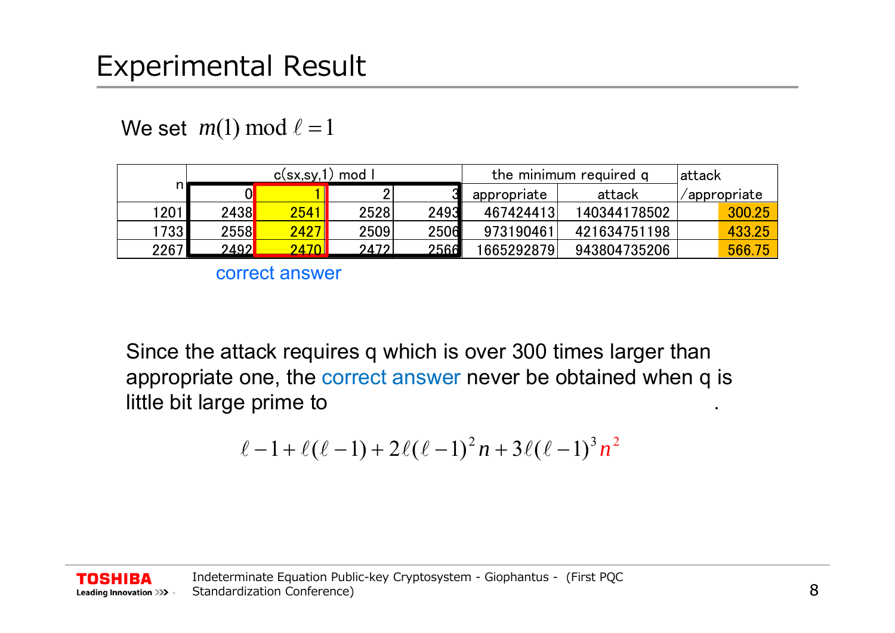# Experimental Result

We set $m(1) \bmod \ell = 1$

| n | c(sx,sy,1) mod l | | | | the minimum required q | | attack |
|---|---|---|---|---|---|---|---|
| | 0 | 1 | 2 | 3 | appropriate | attack | /appropriate |
| 1201 | 2438 | 2541 | 2528 | 2493 | 467424413 | 140344178502 | 300.25 |
| 1733 | 2558 | 2427 | 2509 | 2506 | 973190461 | 421634751198 | 433.25 |
| 2267 | 2492 | 2470 | 2472 | 2566 | 1665292879 | 943804735206 | 566.75 |

correct answer

Since the attack requires q which is over 300 times larger than appropriate one, the correct answer never be obtained when q is little bit large prime to .

$$\ell - 1 + \ell(\ell - 1) + 2\ell(\ell - 1)^2 n + 3\ell(\ell - 1)^3 n^2$$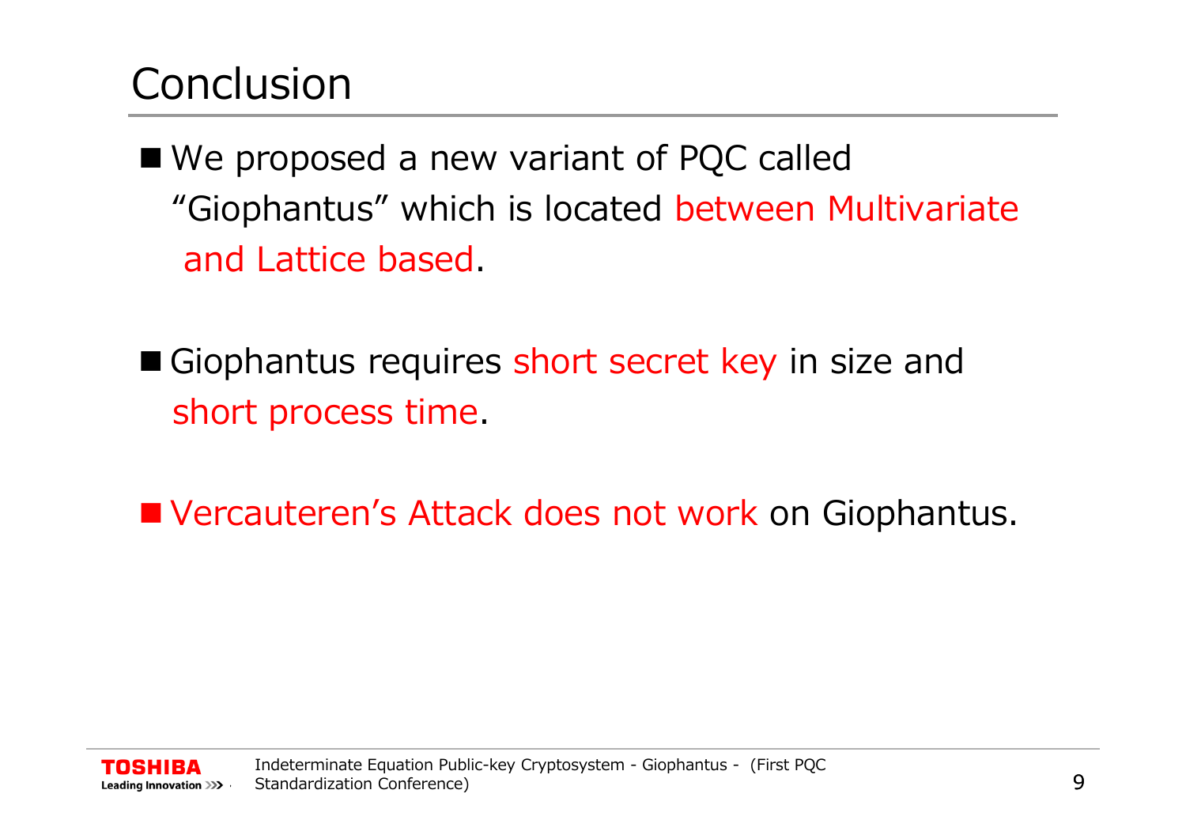# Conclusion

- We proposed a new variant of PQC called "Giophantus" which is located between Multivariate and Lattice based.

- Giophantus requires short secret key in size and short process time.

- Vercauteren's Attack does not work on Giophantus.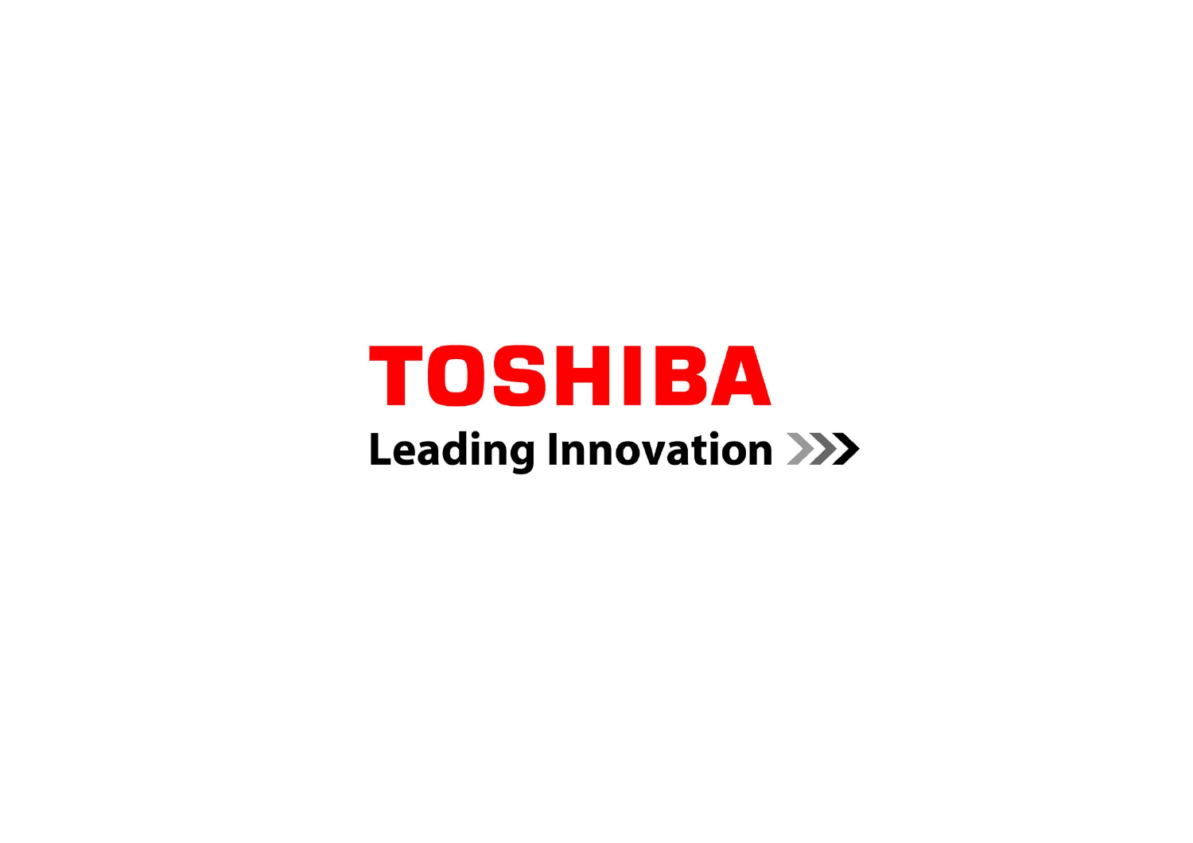TOSHIBA

Leading Innovation >>>